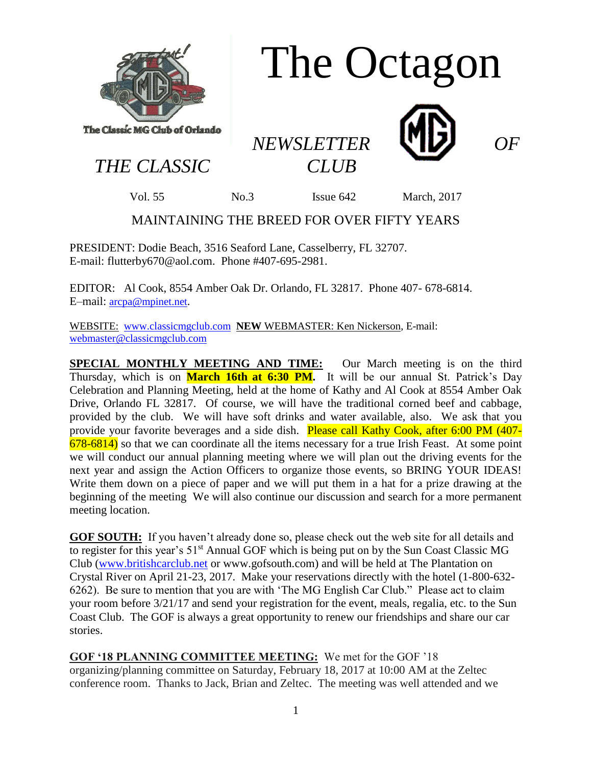# The Octagon

*NEWSLETTER OF THE CLASSIC CLUB*

The Classic MG Club of Orlando

Vol. 55 No.3 Issue 642 March, 2017

MAINTAINING THE BREED FOR OVER FIFTY YEARS

PRESIDENT: Dodie Beach, 3516 Seaford Lane, Casselberry, FL 32707.
E-mail: flutterby670@aol.com. Phone #407-695-2981.

EDITOR: Al Cook, 8554 Amber Oak Dr. Orlando, FL 32817. Phone 407- 678-6814.
E–mail: arcpa@mpinet.net.

WEBSITE: www.classicmgclub.com **NEW** WEBMASTER: Ken Nickerson, E-mail: webmaster@classicmgclub.com

**SPECIAL MONTHLY MEETING AND TIME:** Our March meeting is on the third Thursday, which is on **March 16th at 6:30 PM.** It will be our annual St. Patrick's Day Celebration and Planning Meeting, held at the home of Kathy and Al Cook at 8554 Amber Oak Drive, Orlando FL 32817. Of course, we will have the traditional corned beef and cabbage, provided by the club. We will have soft drinks and water available, also. We ask that you provide your favorite beverages and a side dish. Please call Kathy Cook, after 6:00 PM (407-678-6814) so that we can coordinate all the items necessary for a true Irish Feast. At some point we will conduct our annual planning meeting where we will plan out the driving events for the next year and assign the Action Officers to organize those events, so BRING YOUR IDEAS! Write them down on a piece of paper and we will put them in a hat for a prize drawing at the beginning of the meeting We will also continue our discussion and search for a more permanent meeting location.

**GOF SOUTH:** If you haven't already done so, please check out the web site for all details and to register for this year's 51st Annual GOF which is being put on by the Sun Coast Classic MG Club (www.britishcarclub.net or www.gofsouth.com) and will be held at The Plantation on Crystal River on April 21-23, 2017. Make your reservations directly with the hotel (1-800-632-6262). Be sure to mention that you are with 'The MG English Car Club." Please act to claim your room before 3/21/17 and send your registration for the event, meals, regalia, etc. to the Sun Coast Club. The GOF is always a great opportunity to renew our friendships and share our car stories.

**GOF '18 PLANNING COMMITTEE MEETING:** We met for the GOF '18 organizing/planning committee on Saturday, February 18, 2017 at 10:00 AM at the Zeltec conference room. Thanks to Jack, Brian and Zeltec. The meeting was well attended and we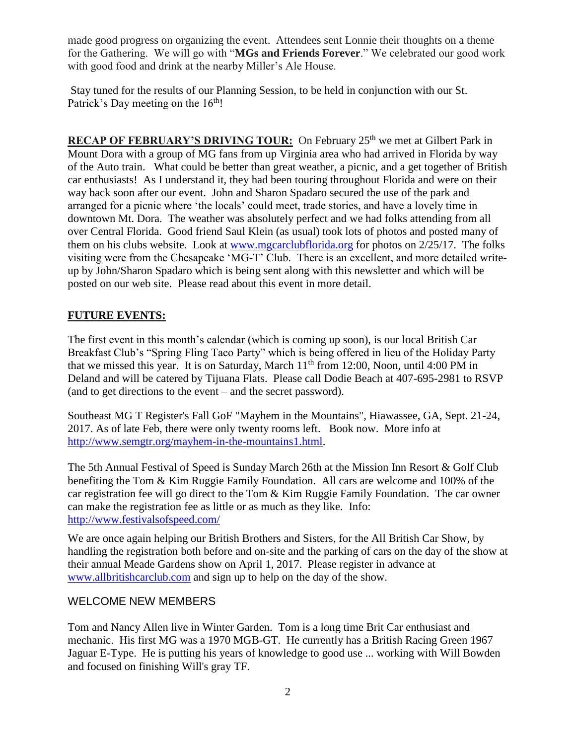made good progress on organizing the event. Attendees sent Lonnie their thoughts on a theme for the Gathering. We will go with "**MGs and Friends Forever**." We celebrated our good work with good food and drink at the nearby Miller's Ale House.

Stay tuned for the results of our Planning Session, to be held in conjunction with our St. Patrick's Day meeting on the 16th!

**RECAP OF FEBRUARY'S DRIVING TOUR:** On February 25th we met at Gilbert Park in Mount Dora with a group of MG fans from up Virginia area who had arrived in Florida by way of the Auto train. What could be better than great weather, a picnic, and a get together of British car enthusiasts! As I understand it, they had been touring throughout Florida and were on their way back soon after our event. John and Sharon Spadaro secured the use of the park and arranged for a picnic where 'the locals' could meet, trade stories, and have a lovely time in downtown Mt. Dora. The weather was absolutely perfect and we had folks attending from all over Central Florida. Good friend Saul Klein (as usual) took lots of photos and posted many of them on his clubs website. Look at www.mgcarclubflorida.org for photos on 2/25/17. The folks visiting were from the Chesapeake 'MG-T' Club. There is an excellent, and more detailed write-up by John/Sharon Spadaro which is being sent along with this newsletter and which will be posted on our web site. Please read about this event in more detail.

## FUTURE EVENTS:

The first event in this month's calendar (which is coming up soon), is our local British Car Breakfast Club's "Spring Fling Taco Party" which is being offered in lieu of the Holiday Party that we missed this year. It is on Saturday, March 11th from 12:00, Noon, until 4:00 PM in Deland and will be catered by Tijuana Flats. Please call Dodie Beach at 407-695-2981 to RSVP (and to get directions to the event – and the secret password).

Southeast MG T Register's Fall GoF "Mayhem in the Mountains", Hiawassee, GA, Sept. 21-24, 2017. As of late Feb, there were only twenty rooms left. Book now. More info at http://www.semgtr.org/mayhem-in-the-mountains1.html.

The 5th Annual Festival of Speed is Sunday March 26th at the Mission Inn Resort & Golf Club benefiting the Tom & Kim Ruggie Family Foundation. All cars are welcome and 100% of the car registration fee will go direct to the Tom & Kim Ruggie Family Foundation. The car owner can make the registration fee as little or as much as they like. Info: http://www.festivalsofspeed.com/

We are once again helping our British Brothers and Sisters, for the All British Car Show, by handling the registration both before and on-site and the parking of cars on the day of the show at their annual Meade Gardens show on April 1, 2017. Please register in advance at www.allbritishcarclub.com and sign up to help on the day of the show.

## WELCOME NEW MEMBERS

Tom and Nancy Allen live in Winter Garden. Tom is a long time Brit Car enthusiast and mechanic. His first MG was a 1970 MGB-GT. He currently has a British Racing Green 1967 Jaguar E-Type. He is putting his years of knowledge to good use ... working with Will Bowden and focused on finishing Will's gray TF.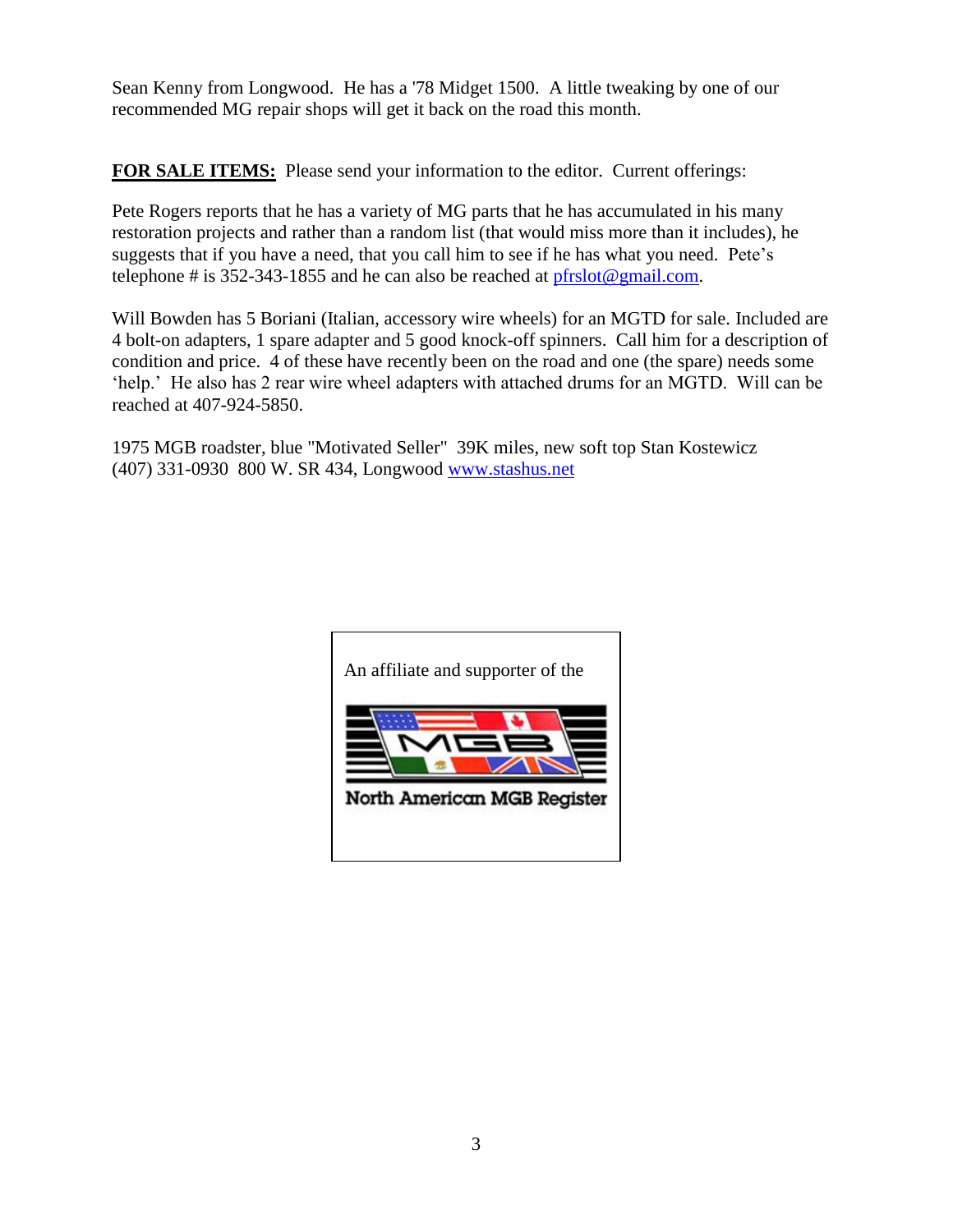Sean Kenny from Longwood. He has a '78 Midget 1500. A little tweaking by one of our recommended MG repair shops will get it back on the road this month.

**FOR SALE ITEMS:** Please send your information to the editor. Current offerings:

Pete Rogers reports that he has a variety of MG parts that he has accumulated in his many restoration projects and rather than a random list (that would miss more than it includes), he suggests that if you have a need, that you call him to see if he has what you need. Pete's telephone # is 352-343-1855 and he can also be reached at pfrslot@gmail.com.

Will Bowden has 5 Boriani (Italian, accessory wire wheels) for an MGTD for sale. Included are 4 bolt-on adapters, 1 spare adapter and 5 good knock-off spinners. Call him for a description of condition and price. 4 of these have recently been on the road and one (the spare) needs some 'help.' He also has 2 rear wire wheel adapters with attached drums for an MGTD. Will can be reached at 407-924-5850.

1975 MGB roadster, blue "Motivated Seller" 39K miles, new soft top Stan Kostewicz (407) 331-0930 800 W. SR 434, Longwood www.stashus.net

An affiliate and supporter of the

MGB

North American MGB Register